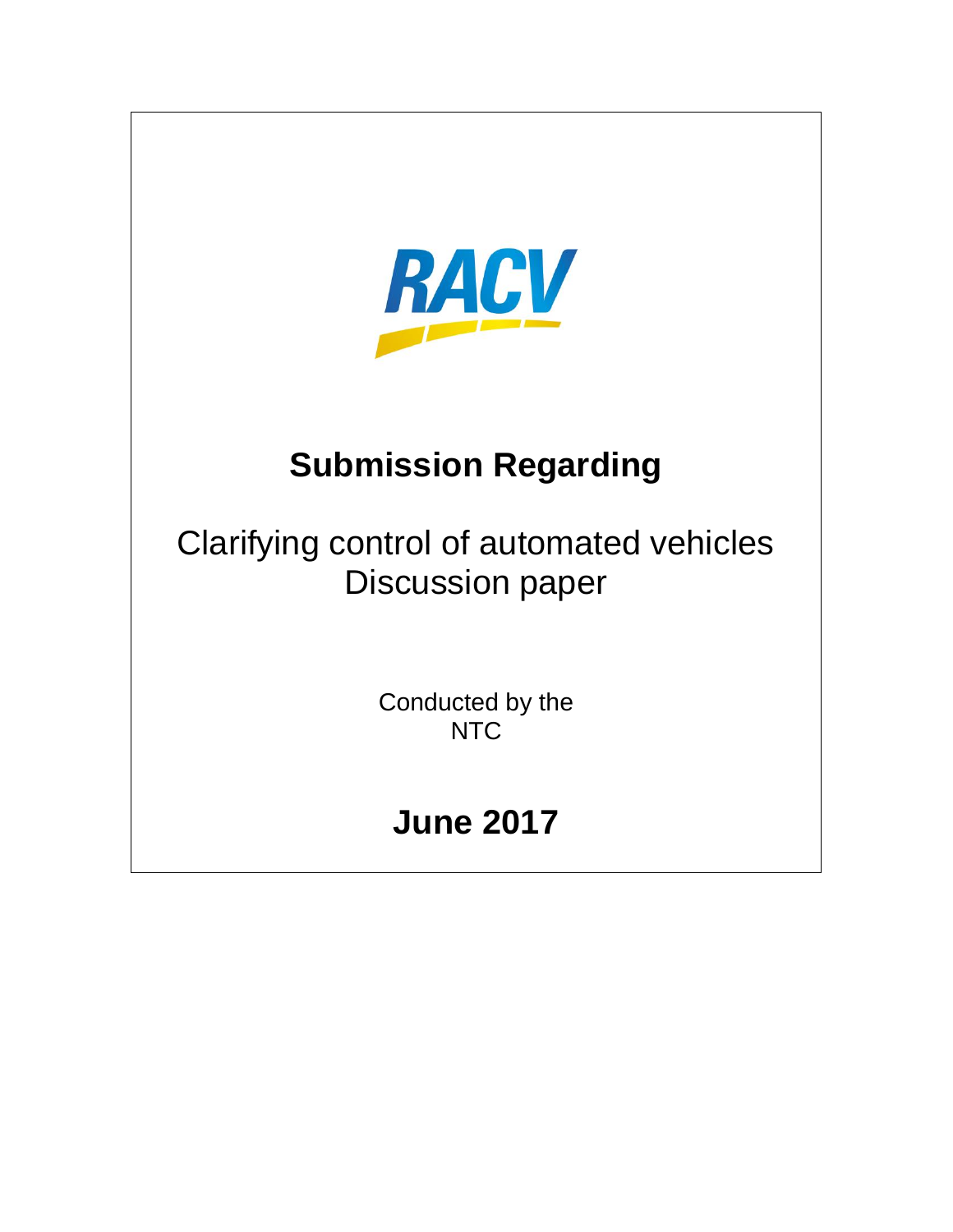RACV

# Submission Regarding

Clarifying control of automated vehicles
Discussion paper

Conducted by the
NTC

## June 2017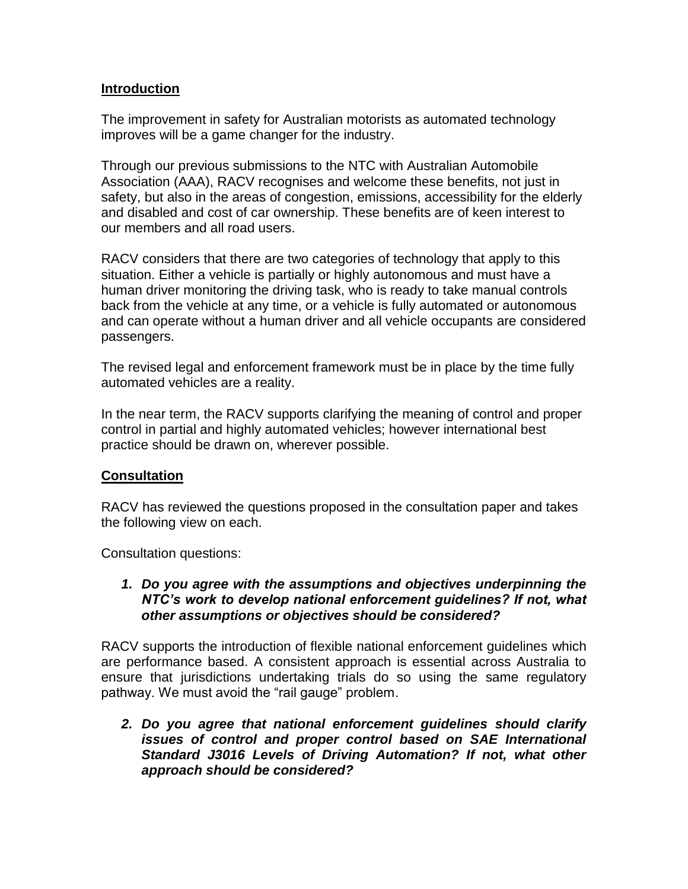## **Introduction**

The improvement in safety for Australian motorists as automated technology improves will be a game changer for the industry.

Through our previous submissions to the NTC with Australian Automobile Association (AAA), RACV recognises and welcome these benefits, not just in safety, but also in the areas of congestion, emissions, accessibility for the elderly and disabled and cost of car ownership. These benefits are of keen interest to our members and all road users.

RACV considers that there are two categories of technology that apply to this situation. Either a vehicle is partially or highly autonomous and must have a human driver monitoring the driving task, who is ready to take manual controls back from the vehicle at any time, or a vehicle is fully automated or autonomous and can operate without a human driver and all vehicle occupants are considered passengers.

The revised legal and enforcement framework must be in place by the time fully automated vehicles are a reality.

In the near term, the RACV supports clarifying the meaning of control and proper control in partial and highly automated vehicles; however international best practice should be drawn on, wherever possible.

## **Consultation**

RACV has reviewed the questions proposed in the consultation paper and takes the following view on each.

Consultation questions:

1. ***Do you agree with the assumptions and objectives underpinning the NTC's work to develop national enforcement guidelines? If not, what other assumptions or objectives should be considered?***

RACV supports the introduction of flexible national enforcement guidelines which are performance based. A consistent approach is essential across Australia to ensure that jurisdictions undertaking trials do so using the same regulatory pathway. We must avoid the "rail gauge" problem.

2. ***Do you agree that national enforcement guidelines should clarify issues of control and proper control based on SAE International Standard J3016 Levels of Driving Automation? If not, what other approach should be considered?***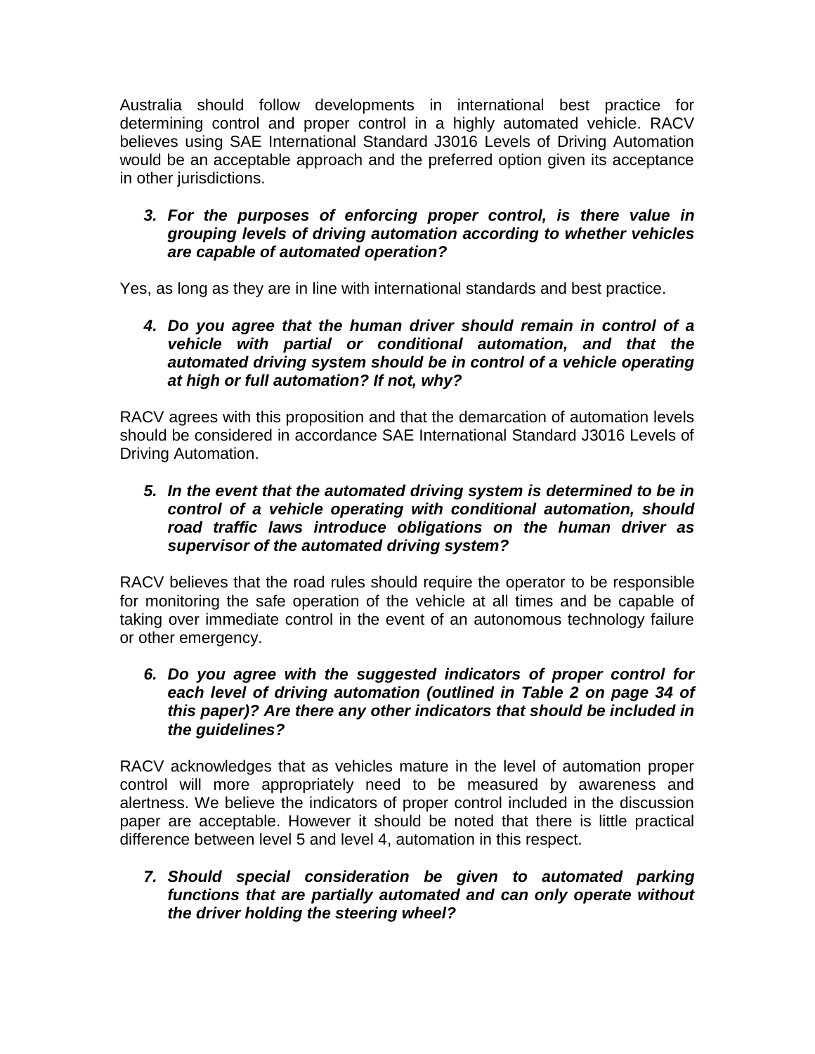Australia should follow developments in international best practice for determining control and proper control in a highly automated vehicle. RACV believes using SAE International Standard J3016 Levels of Driving Automation would be an acceptable approach and the preferred option given its acceptance in other jurisdictions.

3. ***For the purposes of enforcing proper control, is there value in grouping levels of driving automation according to whether vehicles are capable of automated operation?***

Yes, as long as they are in line with international standards and best practice.

4. ***Do you agree that the human driver should remain in control of a vehicle with partial or conditional automation, and that the automated driving system should be in control of a vehicle operating at high or full automation? If not, why?***

RACV agrees with this proposition and that the demarcation of automation levels should be considered in accordance SAE International Standard J3016 Levels of Driving Automation.

5. ***In the event that the automated driving system is determined to be in control of a vehicle operating with conditional automation, should road traffic laws introduce obligations on the human driver as supervisor of the automated driving system?***

RACV believes that the road rules should require the operator to be responsible for monitoring the safe operation of the vehicle at all times and be capable of taking over immediate control in the event of an autonomous technology failure or other emergency.

6. ***Do you agree with the suggested indicators of proper control for each level of driving automation (outlined in Table 2 on page 34 of this paper)? Are there any other indicators that should be included in the guidelines?***

RACV acknowledges that as vehicles mature in the level of automation proper control will more appropriately need to be measured by awareness and alertness. We believe the indicators of proper control included in the discussion paper are acceptable. However it should be noted that there is little practical difference between level 5 and level 4, automation in this respect.

7. ***Should special consideration be given to automated parking functions that are partially automated and can only operate without the driver holding the steering wheel?***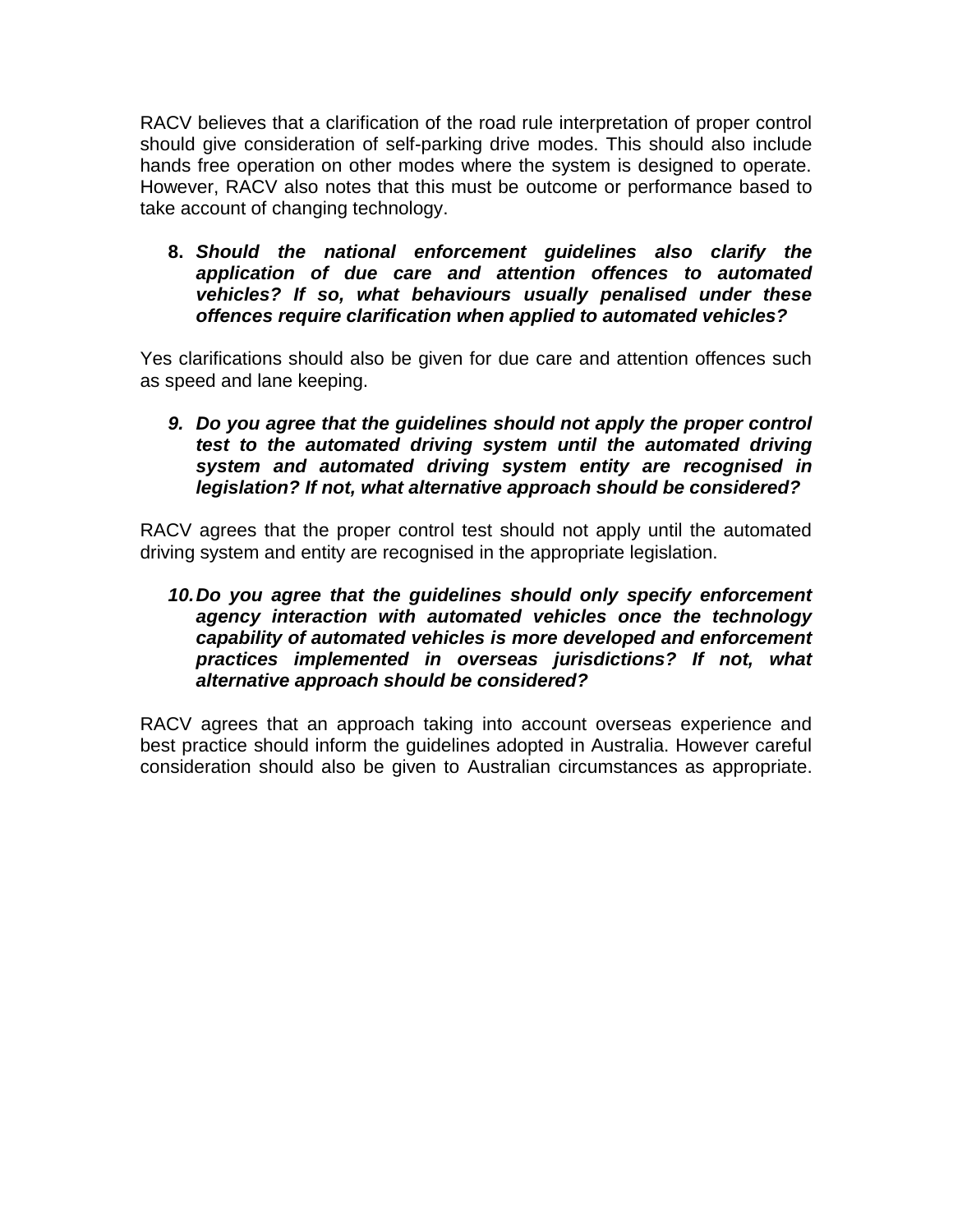RACV believes that a clarification of the road rule interpretation of proper control should give consideration of self-parking drive modes. This should also include hands free operation on other modes where the system is designed to operate. However, RACV also notes that this must be outcome or performance based to take account of changing technology.

8. ***Should the national enforcement guidelines also clarify the application of due care and attention offences to automated vehicles? If so, what behaviours usually penalised under these offences require clarification when applied to automated vehicles?***

Yes clarifications should also be given for due care and attention offences such as speed and lane keeping.

9. ***Do you agree that the guidelines should not apply the proper control test to the automated driving system until the automated driving system and automated driving system entity are recognised in legislation? If not, what alternative approach should be considered?***

RACV agrees that the proper control test should not apply until the automated driving system and entity are recognised in the appropriate legislation.

10. ***Do you agree that the guidelines should only specify enforcement agency interaction with automated vehicles once the technology capability of automated vehicles is more developed and enforcement practices implemented in overseas jurisdictions? If not, what alternative approach should be considered?***

RACV agrees that an approach taking into account overseas experience and best practice should inform the guidelines adopted in Australia. However careful consideration should also be given to Australian circumstances as appropriate.